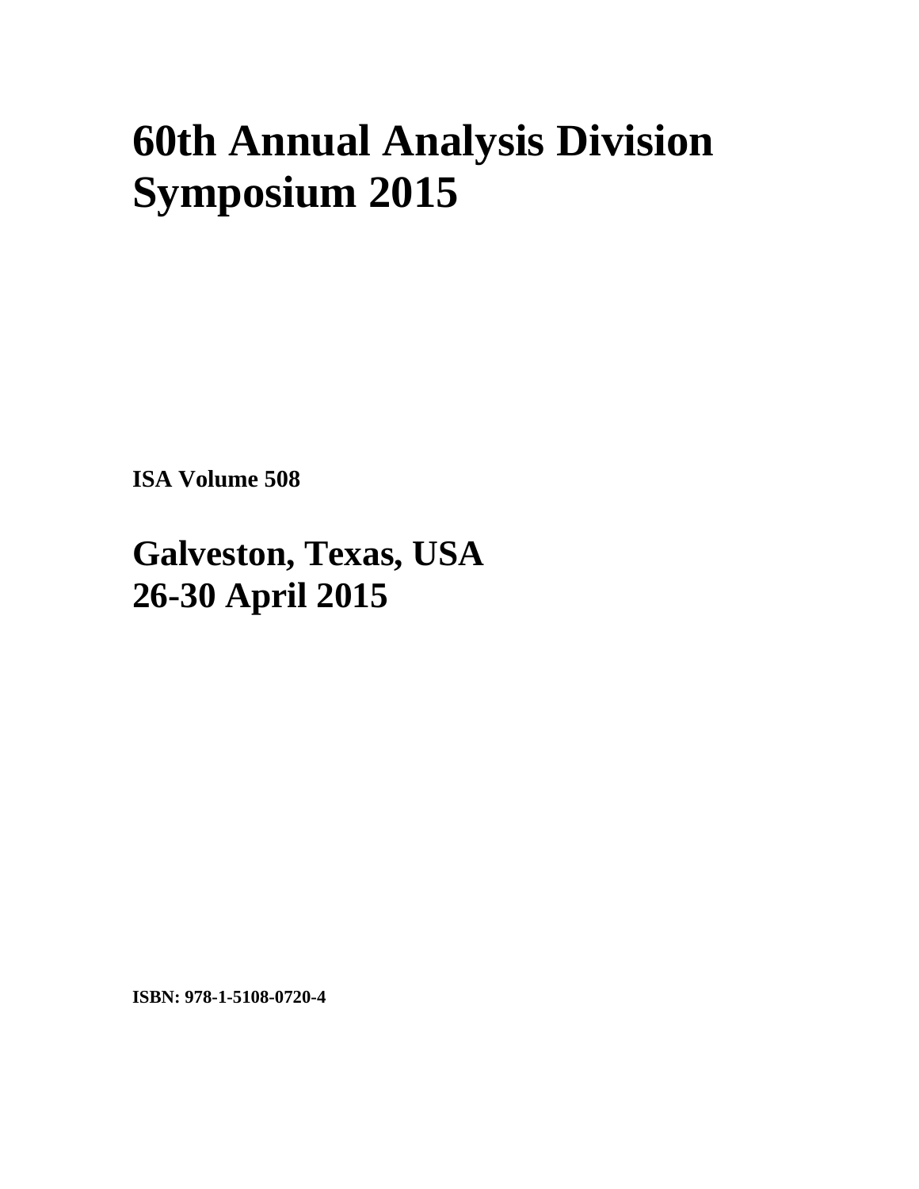# 60th Annual Analysis Division Symposium 2015

**ISA Volume 508**

## Galveston, Texas, USA
## 26-30 April 2015

**ISBN: 978-1-5108-0720-4**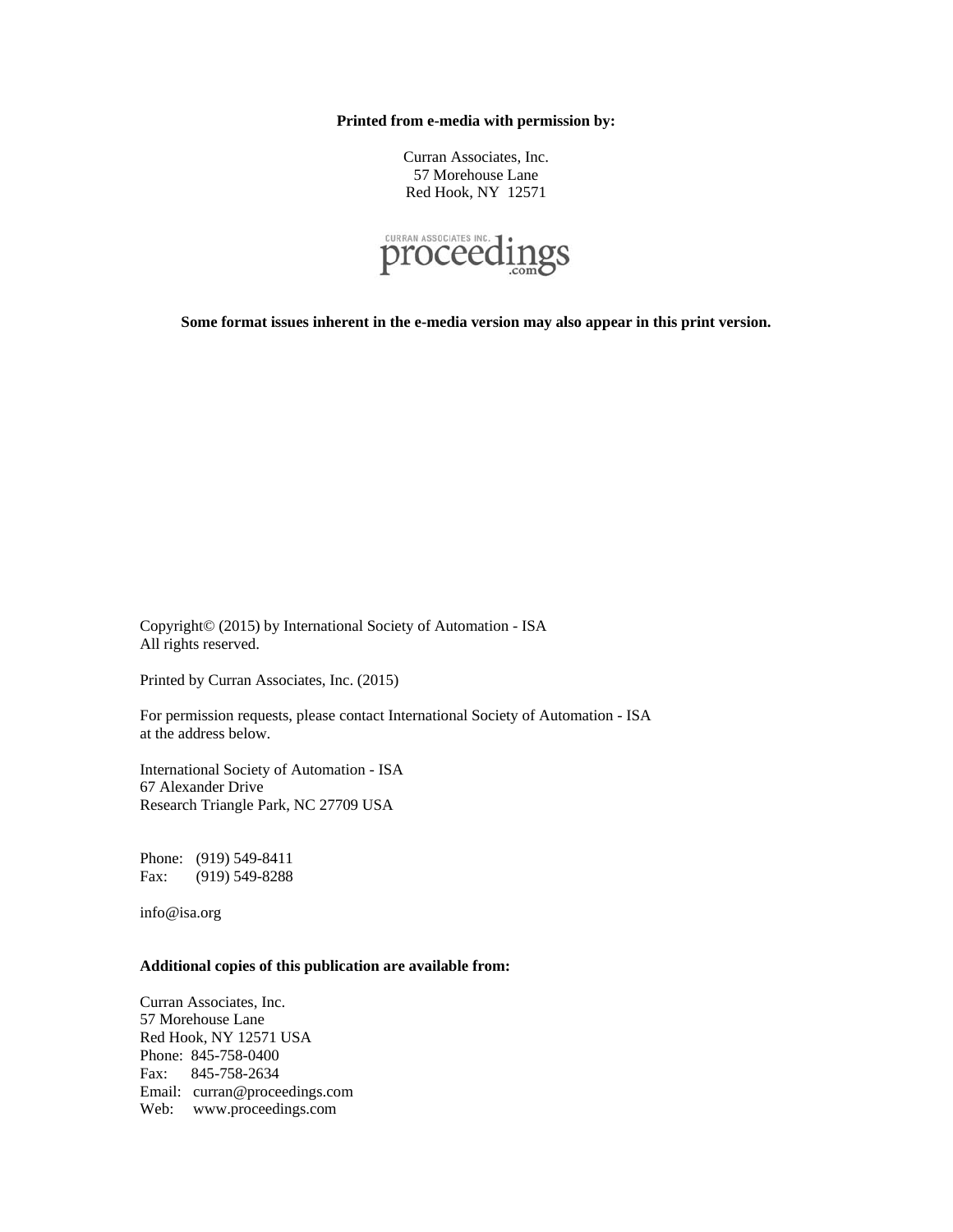**Printed from e-media with permission by:**

Curran Associates, Inc.
57 Morehouse Lane
Red Hook, NY 12571

CURRAN ASSOCIATES INC. proceedings .com

**Some format issues inherent in the e-media version may also appear in this print version.**

Copyright© (2015) by International Society of Automation - ISA
All rights reserved.

Printed by Curran Associates, Inc. (2015)

For permission requests, please contact International Society of Automation - ISA
at the address below.

International Society of Automation - ISA
67 Alexander Drive
Research Triangle Park, NC 27709 USA

Phone: (919) 549-8411
Fax: (919) 549-8288

info@isa.org

**Additional copies of this publication are available from:**

Curran Associates, Inc.
57 Morehouse Lane
Red Hook, NY 12571 USA
Phone: 845-758-0400
Fax: 845-758-2634
Email: curran@proceedings.com
Web: www.proceedings.com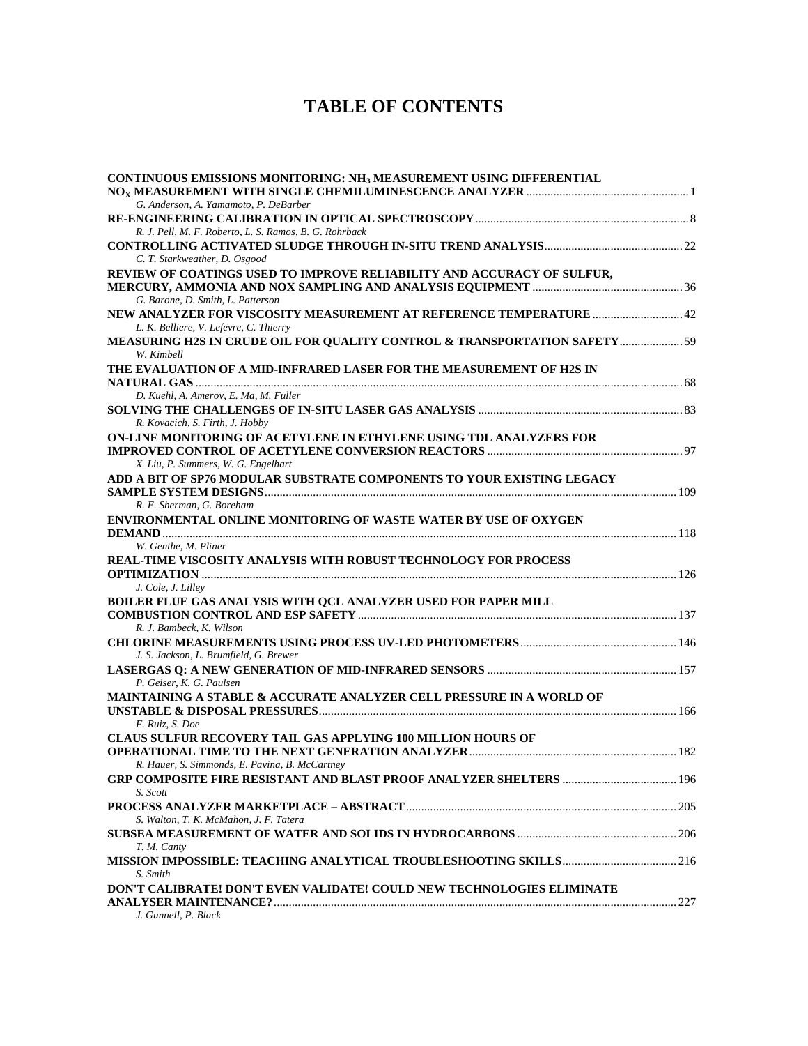# TABLE OF CONTENTS

**CONTINUOUS EMISSIONS MONITORING: $NH_3$ MEASUREMENT USING DIFFERENTIAL $NO_X$ MEASUREMENT WITH SINGLE CHEMILUMINESCENCE ANALYZER** ..... 1
*G. Anderson, A. Yamamoto, P. DeBarber*

**RE-ENGINEERING CALIBRATION IN OPTICAL SPECTROSCOPY** ..... 8
*R. J. Pell, M. F. Roberto, L. S. Ramos, B. G. Rohrback*

**CONTROLLING ACTIVATED SLUDGE THROUGH IN-SITU TREND ANALYSIS** ..... 22
*C. T. Starkweather, D. Osgood*

**REVIEW OF COATINGS USED TO IMPROVE RELIABILITY AND ACCURACY OF SULFUR, MERCURY, AMMONIA AND NOX SAMPLING AND ANALYSIS EQUIPMENT** ..... 36
*G. Barone, D. Smith, L. Patterson*

**NEW ANALYZER FOR VISCOSITY MEASUREMENT AT REFERENCE TEMPERATURE** ..... 42
*L. K. Belliere, V. Lefevre, C. Thierry*

**MEASURING H2S IN CRUDE OIL FOR QUALITY CONTROL & TRANSPORTATION SAFETY** ..... 59
*W. Kimbell*

**THE EVALUATION OF A MID-INFRARED LASER FOR THE MEASUREMENT OF H2S IN NATURAL GAS** ..... 68
*D. Kuehl, A. Amerov, E. Ma, M. Fuller*

**SOLVING THE CHALLENGES OF IN-SITU LASER GAS ANALYSIS** ..... 83
*R. Kovacich, S. Firth, J. Hobby*

**ON-LINE MONITORING OF ACETYLENE IN ETHYLENE USING TDL ANALYZERS FOR IMPROVED CONTROL OF ACETYLENE CONVERSION REACTORS** ..... 97
*X. Liu, P. Summers, W. G. Engelhart*

**ADD A BIT OF SP76 MODULAR SUBSTRATE COMPONENTS TO YOUR EXISTING LEGACY SAMPLE SYSTEM DESIGNS** ..... 109
*R. E. Sherman, G. Boreham*

**ENVIRONMENTAL ONLINE MONITORING OF WASTE WATER BY USE OF OXYGEN DEMAND** ..... 118
*W. Genthe, M. Pliner*

**REAL-TIME VISCOSITY ANALYSIS WITH ROBUST TECHNOLOGY FOR PROCESS OPTIMIZATION** ..... 126
*J. Cole, J. Lilley*

**BOILER FLUE GAS ANALYSIS WITH QCL ANALYZER USED FOR PAPER MILL COMBUSTION CONTROL AND ESP SAFETY** ..... 137
*R. J. Bambeck, K. Wilson*

**CHLORINE MEASUREMENTS USING PROCESS UV-LED PHOTOMETERS** ..... 146
*J. S. Jackson, L. Brumfield, G. Brewer*

**LASERGAS Q: A NEW GENERATION OF MID-INFRARED SENSORS** ..... 157
*P. Geiser, K. G. Paulsen*

**MAINTAINING A STABLE & ACCURATE ANALYZER CELL PRESSURE IN A WORLD OF UNSTABLE & DISPOSAL PRESSURES** ..... 166
*F. Ruiz, S. Doe*

**CLAUS SULFUR RECOVERY TAIL GAS APPLYING 100 MILLION HOURS OF OPERATIONAL TIME TO THE NEXT GENERATION ANALYZER** ..... 182
*R. Hauer, S. Simmonds, E. Pavina, B. McCartney*

**GRP COMPOSITE FIRE RESISTANT AND BLAST PROOF ANALYZER SHELTERS** ..... 196
*S. Scott*

**PROCESS ANALYZER MARKETPLACE – ABSTRACT** ..... 205
*S. Walton, T. K. McMahon, J. F. Tatera*

**SUBSEA MEASUREMENT OF WATER AND SOLIDS IN HYDROCARBONS** ..... 206
*T. M. Canty*

**MISSION IMPOSSIBLE: TEACHING ANALYTICAL TROUBLESHOOTING SKILLS** ..... 216
*S. Smith*

**DON'T CALIBRATE! DON'T EVEN VALIDATE! COULD NEW TECHNOLOGIES ELIMINATE ANALYSER MAINTENANCE?** ..... 227
*J. Gunnell, P. Black*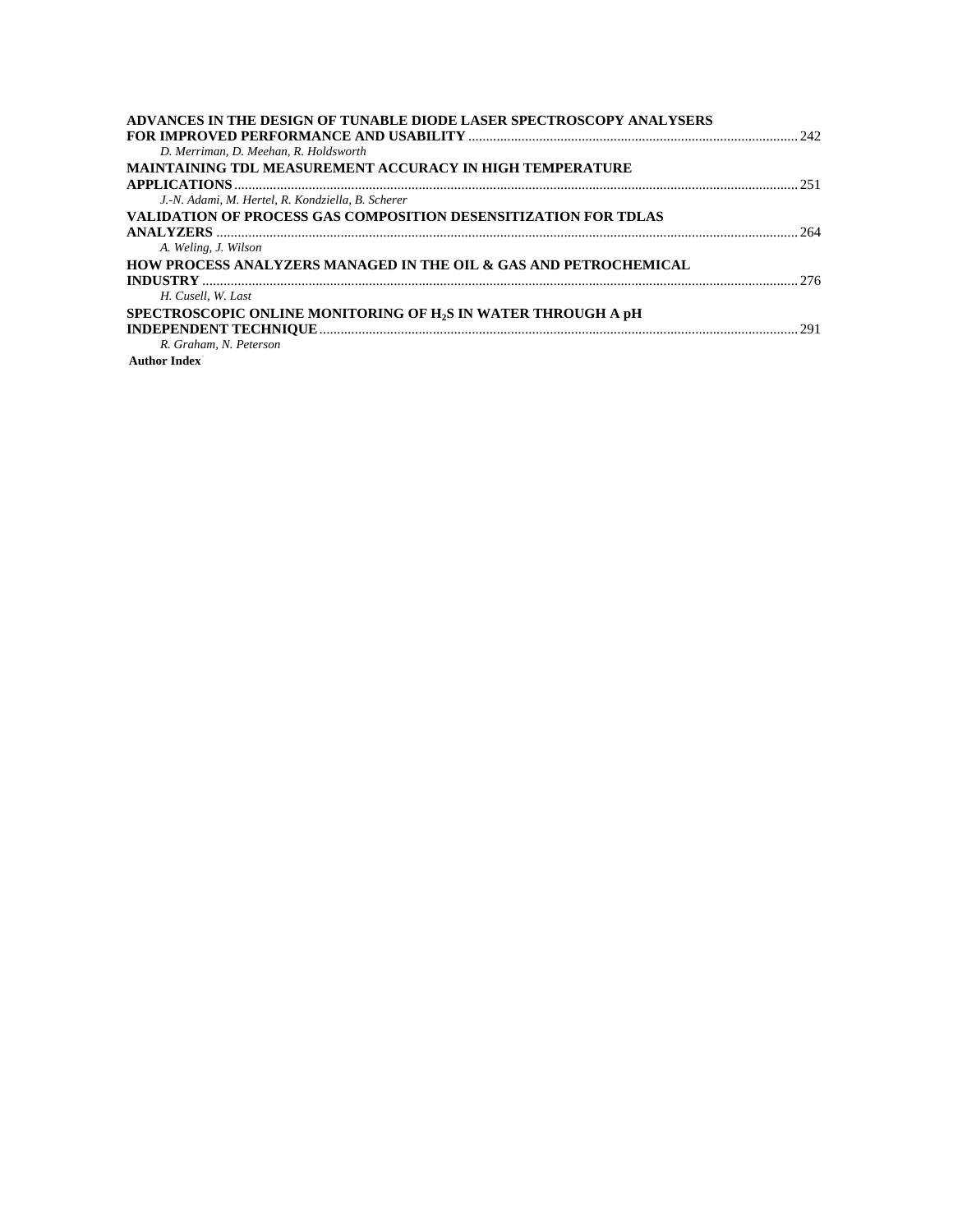**ADVANCES IN THE DESIGN OF TUNABLE DIODE LASER SPECTROSCOPY ANALYSERS FOR IMPROVED PERFORMANCE AND USABILITY** ........................................................................................ 242
*D. Merriman, D. Meehan, R. Holdsworth*

**MAINTAINING TDL MEASUREMENT ACCURACY IN HIGH TEMPERATURE APPLICATIONS** ........................................................................................ 251
*J.-N. Adami, M. Hertel, R. Kondziella, B. Scherer*

**VALIDATION OF PROCESS GAS COMPOSITION DESENSITIZATION FOR TDLAS ANALYZERS** ........................................................................................ 264
*A. Weling, J. Wilson*

**HOW PROCESS ANALYZERS MANAGED IN THE OIL & GAS AND PETROCHEMICAL INDUSTRY** ........................................................................................ 276
*H. Cusell, W. Last*

**SPECTROSCOPIC ONLINE MONITORING OF $H_2S$ IN WATER THROUGH A pH INDEPENDENT TECHNIQUE** ........................................................................................ 291
*R. Graham, N. Peterson*

**Author Index**